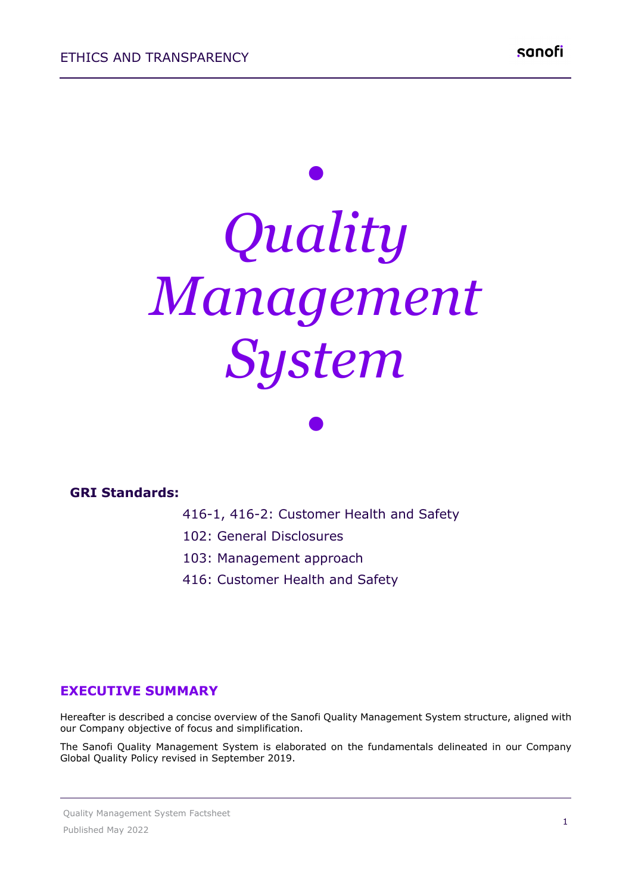# Quality Management System

**GRI Standards:**

416-1, 416-2: Customer Health and Safety

102: General Disclosures

103: Management approach

416: Customer Health and Safety

## EXECUTIVE SUMMARY

Hereafter is described a concise overview of the Sanofi Quality Management System structure, aligned with our Company objective of focus and simplification.

The Sanofi Quality Management System is elaborated on the fundamentals delineated in our Company Global Quality Policy revised in September 2019.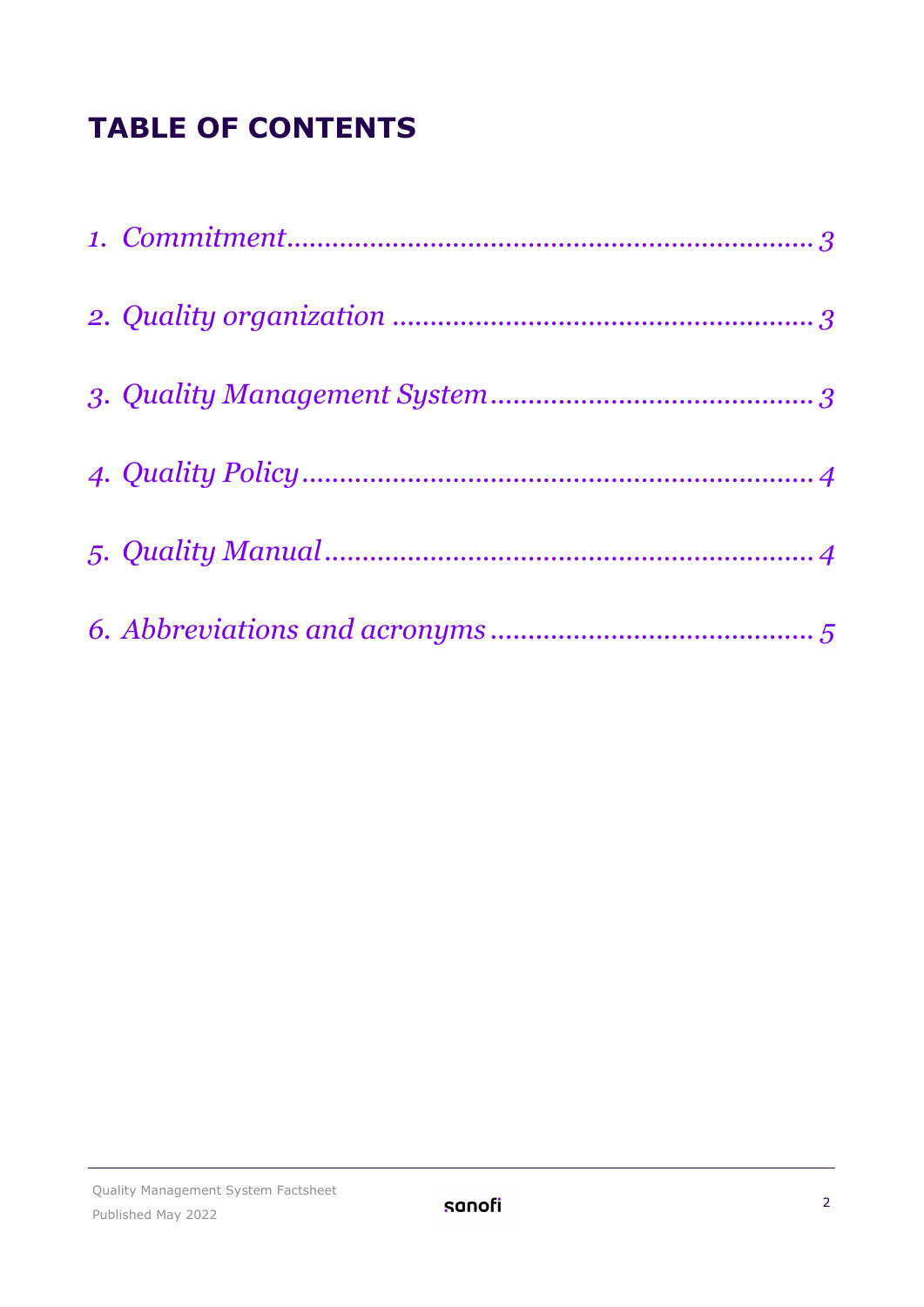# TABLE OF CONTENTS

*1. Commitment ........................................................................ 3*

*2. Quality organization ........................................................ 3*

*3. Quality Management System ........................................... 3*

*4. Quality Policy ..................................................................... 4*

*5. Quality Manual ................................................................... 4*

*6. Abbreviations and acronyms ........................................... 5*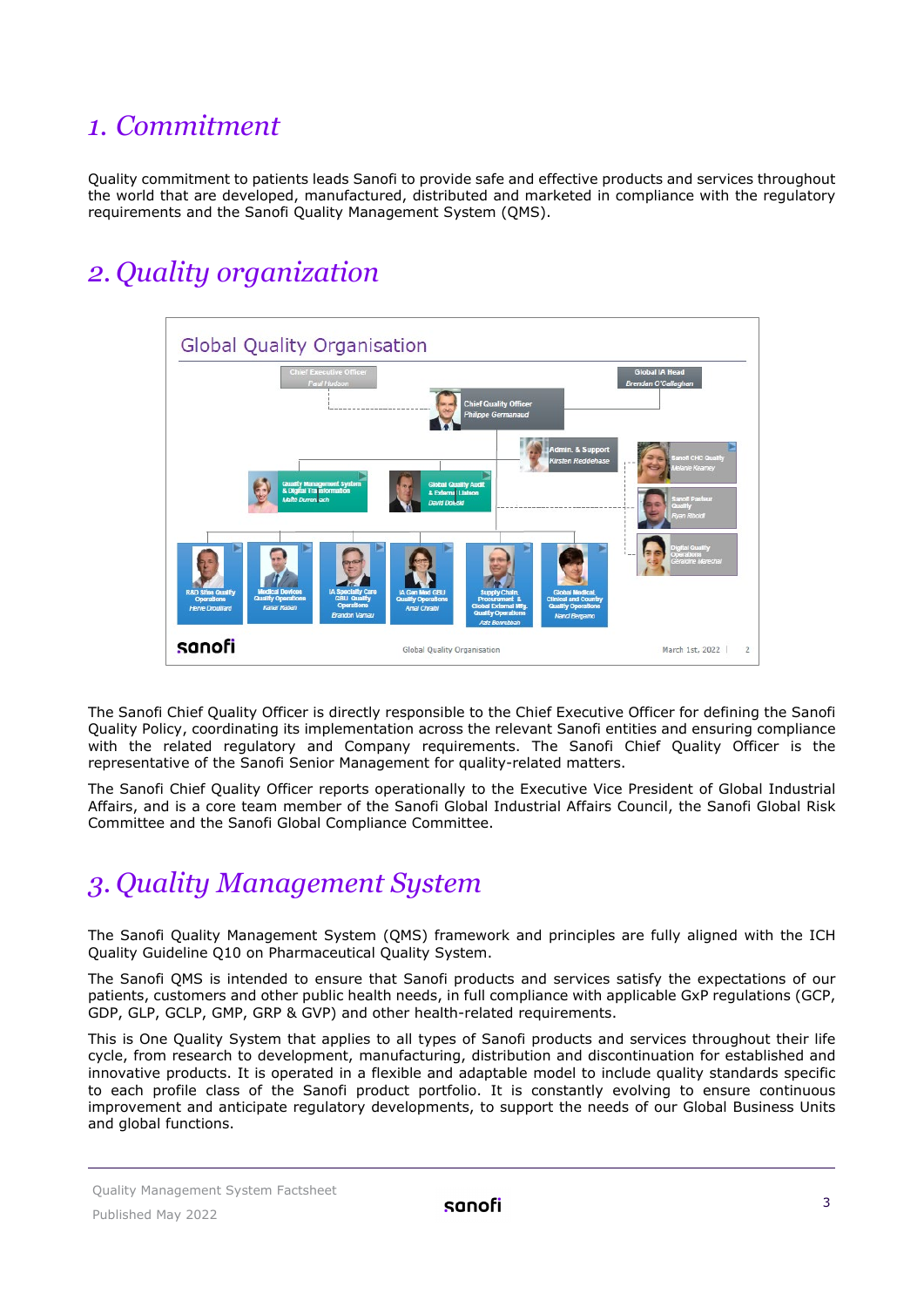# 1. Commitment

Quality commitment to patients leads Sanofi to provide safe and effective products and services throughout the world that are developed, manufactured, distributed and marketed in compliance with the regulatory requirements and the Sanofi Quality Management System (QMS).

# 2. Quality organization

The Sanofi Chief Quality Officer is directly responsible to the Chief Executive Officer for defining the Sanofi Quality Policy, coordinating its implementation across the relevant Sanofi entities and ensuring compliance with the related regulatory and Company requirements. The Sanofi Chief Quality Officer is the representative of the Sanofi Senior Management for quality-related matters.

The Sanofi Chief Quality Officer reports operationally to the Executive Vice President of Global Industrial Affairs, and is a core team member of the Sanofi Global Industrial Affairs Council, the Sanofi Global Risk Committee and the Sanofi Global Compliance Committee.

# 3. Quality Management System

The Sanofi Quality Management System (QMS) framework and principles are fully aligned with the ICH Quality Guideline Q10 on Pharmaceutical Quality System.

The Sanofi QMS is intended to ensure that Sanofi products and services satisfy the expectations of our patients, customers and other public health needs, in full compliance with applicable GxP regulations (GCP, GDP, GLP, GCLP, GMP, GRP & GVP) and other health-related requirements.

This is One Quality System that applies to all types of Sanofi products and services throughout their life cycle, from research to development, manufacturing, distribution and discontinuation for established and innovative products. It is operated in a flexible and adaptable model to include quality standards specific to each profile class of the Sanofi product portfolio. It is constantly evolving to ensure continuous improvement and anticipate regulatory developments, to support the needs of our Global Business Units and global functions.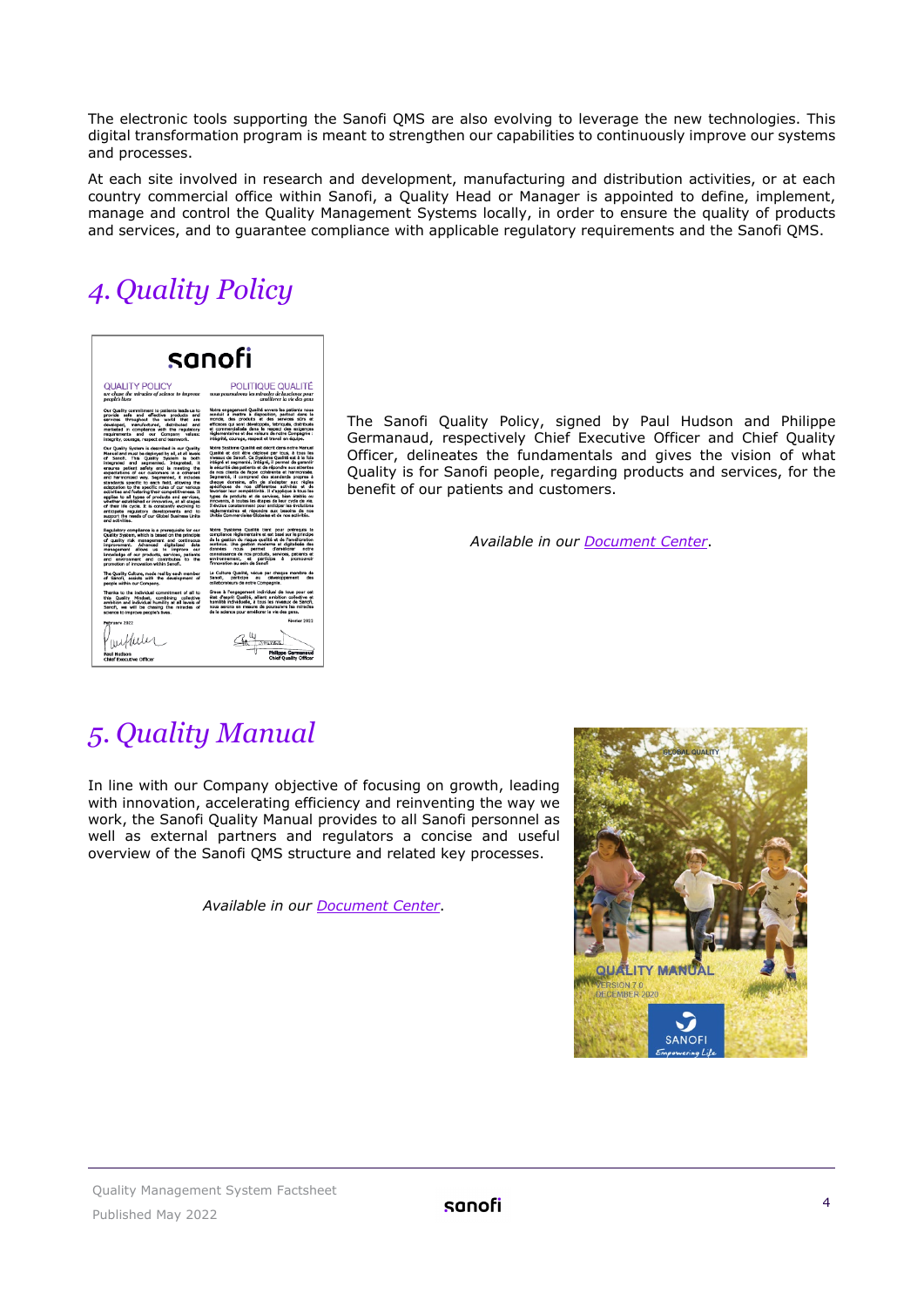The electronic tools supporting the Sanofi QMS are also evolving to leverage the new technologies. This digital transformation program is meant to strengthen our capabilities to continuously improve our systems and processes.

At each site involved in research and development, manufacturing and distribution activities, or at each country commercial office within Sanofi, a Quality Head or Manager is appointed to define, implement, manage and control the Quality Management Systems locally, in order to ensure the quality of products and services, and to guarantee compliance with applicable regulatory requirements and the Sanofi QMS.

# *4. Quality Policy*

The Sanofi Quality Policy, signed by Paul Hudson and Philippe Germanaud, respectively Chief Executive Officer and Chief Quality Officer, delineates the fundamentals and gives the vision of what Quality is for Sanofi people, regarding products and services, for the benefit of our patients and customers.

*Available in our Document Center.*

# *5. Quality Manual*

In line with our Company objective of focusing on growth, leading with innovation, accelerating efficiency and reinventing the way we work, the Sanofi Quality Manual provides to all Sanofi personnel as well as external partners and regulators a concise and useful overview of the Sanofi QMS structure and related key processes.

*Available in our Document Center.*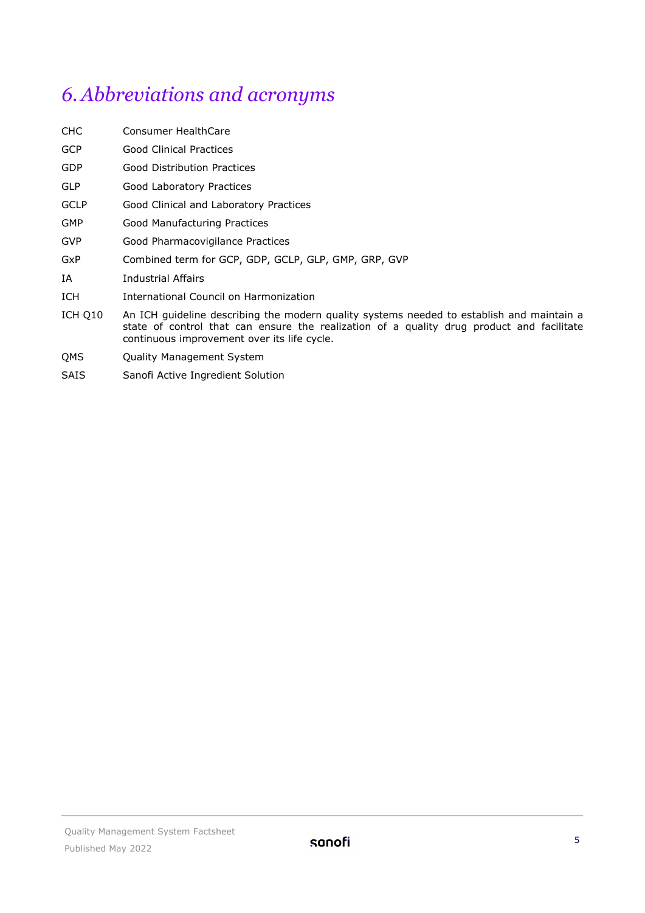# *6. Abbreviations and acronyms*

| | |
|---|---|
| CHC | Consumer HealthCare |
| GCP | Good Clinical Practices |
| GDP | Good Distribution Practices |
| GLP | Good Laboratory Practices |
| GCLP | Good Clinical and Laboratory Practices |
| GMP | Good Manufacturing Practices |
| GVP | Good Pharmacovigilance Practices |
| GxP | Combined term for GCP, GDP, GCLP, GLP, GMP, GRP, GVP |
| IA | Industrial Affairs |
| ICH | International Council on Harmonization |
| ICH Q10 | An ICH guideline describing the modern quality systems needed to establish and maintain a state of control that can ensure the realization of a quality drug product and facilitate continuous improvement over its life cycle. |
| QMS | Quality Management System |
| SAIS | Sanofi Active Ingredient Solution |